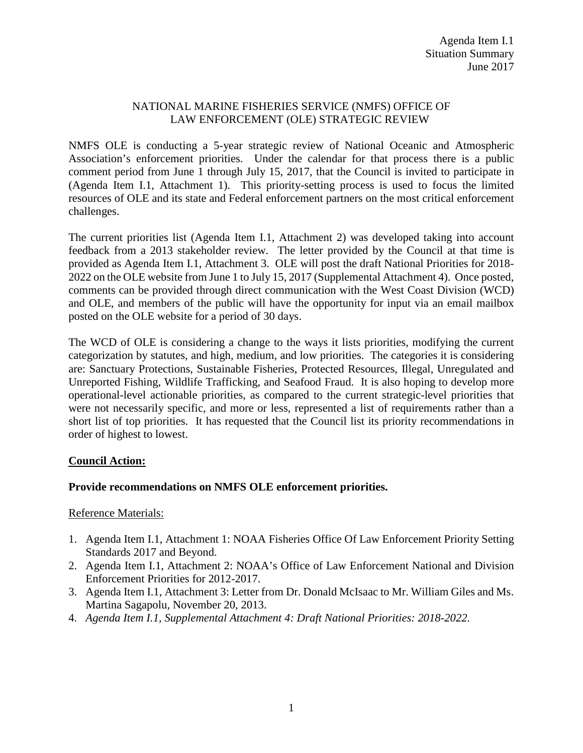Agenda Item I.1
Situation Summary
June 2017

## NATIONAL MARINE FISHERIES SERVICE (NMFS) OFFICE OF LAW ENFORCEMENT (OLE) STRATEGIC REVIEW

NMFS OLE is conducting a 5-year strategic review of National Oceanic and Atmospheric Association's enforcement priorities. Under the calendar for that process there is a public comment period from June 1 through July 15, 2017, that the Council is invited to participate in (Agenda Item I.1, Attachment 1). This priority-setting process is used to focus the limited resources of OLE and its state and Federal enforcement partners on the most critical enforcement challenges.

The current priorities list (Agenda Item I.1, Attachment 2) was developed taking into account feedback from a 2013 stakeholder review. The letter provided by the Council at that time is provided as Agenda Item I.1, Attachment 3. OLE will post the draft National Priorities for 2018-2022 on the OLE website from June 1 to July 15, 2017 (Supplemental Attachment 4). Once posted, comments can be provided through direct communication with the West Coast Division (WCD) and OLE, and members of the public will have the opportunity for input via an email mailbox posted on the OLE website for a period of 30 days.

The WCD of OLE is considering a change to the ways it lists priorities, modifying the current categorization by statutes, and high, medium, and low priorities. The categories it is considering are: Sanctuary Protections, Sustainable Fisheries, Protected Resources, Illegal, Unregulated and Unreported Fishing, Wildlife Trafficking, and Seafood Fraud. It is also hoping to develop more operational-level actionable priorities, as compared to the current strategic-level priorities that were not necessarily specific, and more or less, represented a list of requirements rather than a short list of top priorities. It has requested that the Council list its priority recommendations in order of highest to lowest.

**<u>Council Action:</u>**

**Provide recommendations on NMFS OLE enforcement priorities.**

<u>Reference Materials:</u>

1. Agenda Item I.1, Attachment 1: NOAA Fisheries Office Of Law Enforcement Priority Setting Standards 2017 and Beyond.
2. Agenda Item I.1, Attachment 2: NOAA's Office of Law Enforcement National and Division Enforcement Priorities for 2012-2017.
3. Agenda Item I.1, Attachment 3: Letter from Dr. Donald McIsaac to Mr. William Giles and Ms. Martina Sagapolu, November 20, 2013.
4. *Agenda Item I.1, Supplemental Attachment 4: Draft National Priorities: 2018-2022.*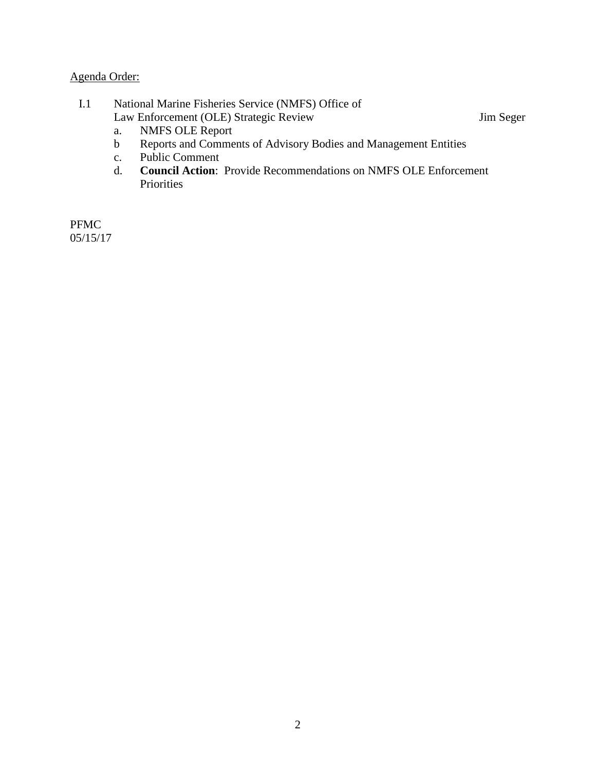Agenda Order:

I.1 National Marine Fisheries Service (NMFS) Office of Law Enforcement (OLE) Strategic Review — Jim Seger

a. NMFS OLE Report
b Reports and Comments of Advisory Bodies and Management Entities
c. Public Comment
d. **Council Action**: Provide Recommendations on NMFS OLE Enforcement Priorities

PFMC
05/15/17